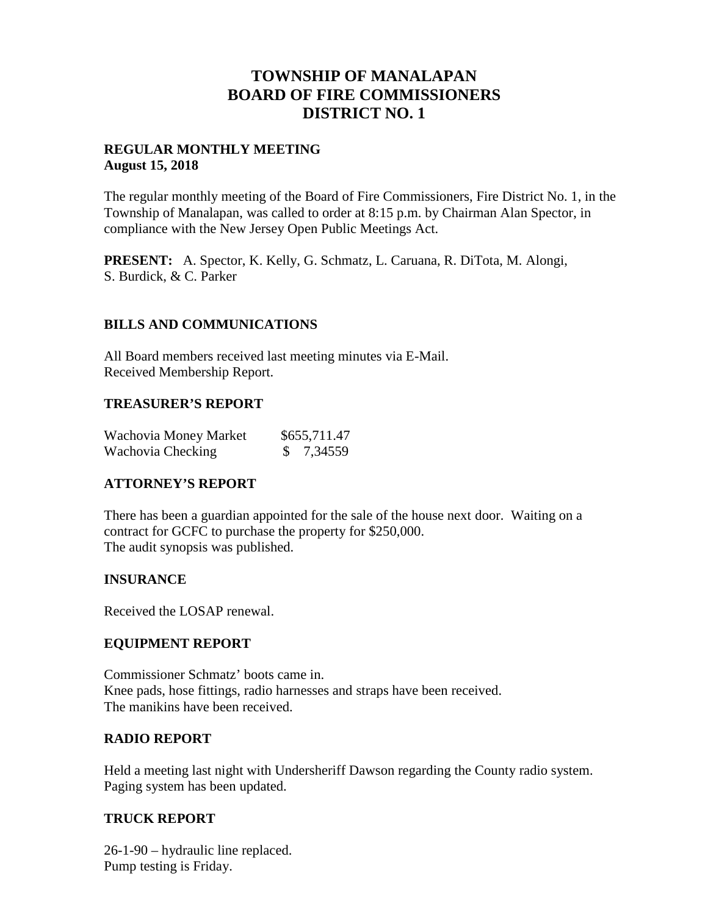# TOWNSHIP OF MANALAPAN
# BOARD OF FIRE COMMISSIONERS
# DISTRICT NO. 1

**REGULAR MONTHLY MEETING**
**August 15, 2018**

The regular monthly meeting of the Board of Fire Commissioners, Fire District No. 1, in the Township of Manalapan, was called to order at 8:15 p.m. by Chairman Alan Spector, in compliance with the New Jersey Open Public Meetings Act.

**PRESENT:** A. Spector, K. Kelly, G. Schmatz, L. Caruana, R. DiTota, M. Alongi, S. Burdick, & C. Parker

## BILLS AND COMMUNICATIONS

All Board members received last meeting minutes via E-Mail.
Received Membership Report.

## TREASURER'S REPORT

| | |
|---|---|
| Wachovia Money Market | $655,711.47 |
| Wachovia Checking | $ 7,34559 |

## ATTORNEY'S REPORT

There has been a guardian appointed for the sale of the house next door. Waiting on a contract for GCFC to purchase the property for $250,000.
The audit synopsis was published.

## INSURANCE

Received the LOSAP renewal.

## EQUIPMENT REPORT

Commissioner Schmatz' boots came in.
Knee pads, hose fittings, radio harnesses and straps have been received.
The manikins have been received.

## RADIO REPORT

Held a meeting last night with Undersheriff Dawson regarding the County radio system.
Paging system has been updated.

## TRUCK REPORT

26-1-90 – hydraulic line replaced.
Pump testing is Friday.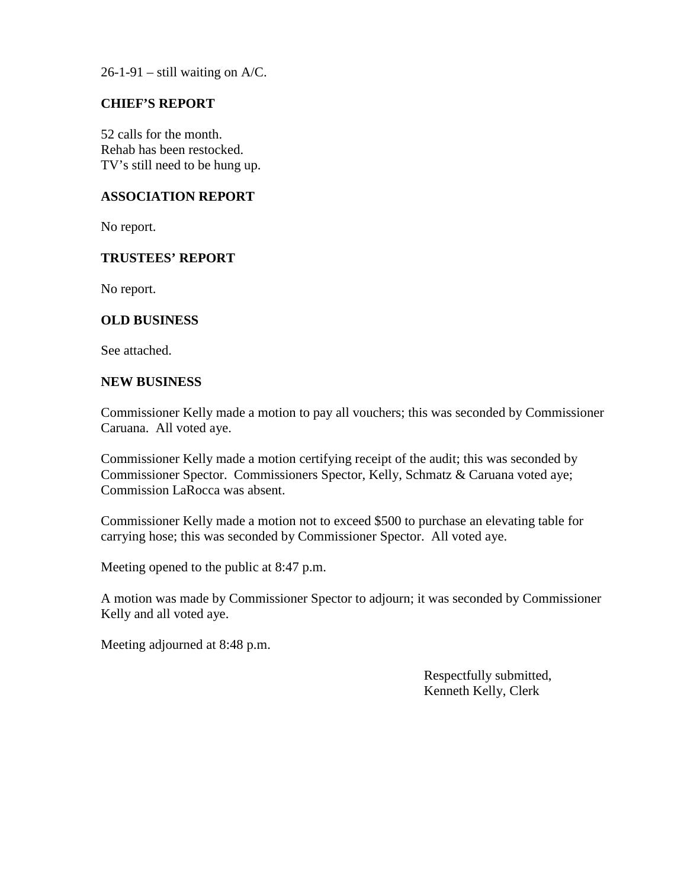26-1-91 – still waiting on A/C.

## CHIEF'S REPORT

52 calls for the month.
Rehab has been restocked.
TV's still need to be hung up.

## ASSOCIATION REPORT

No report.

## TRUSTEES' REPORT

No report.

## OLD BUSINESS

See attached.

## NEW BUSINESS

Commissioner Kelly made a motion to pay all vouchers; this was seconded by Commissioner Caruana. All voted aye.

Commissioner Kelly made a motion certifying receipt of the audit; this was seconded by Commissioner Spector. Commissioners Spector, Kelly, Schmatz & Caruana voted aye; Commission LaRocca was absent.

Commissioner Kelly made a motion not to exceed $500 to purchase an elevating table for carrying hose; this was seconded by Commissioner Spector. All voted aye.

Meeting opened to the public at 8:47 p.m.

A motion was made by Commissioner Spector to adjourn; it was seconded by Commissioner Kelly and all voted aye.

Meeting adjourned at 8:48 p.m.

Respectfully submitted,
Kenneth Kelly, Clerk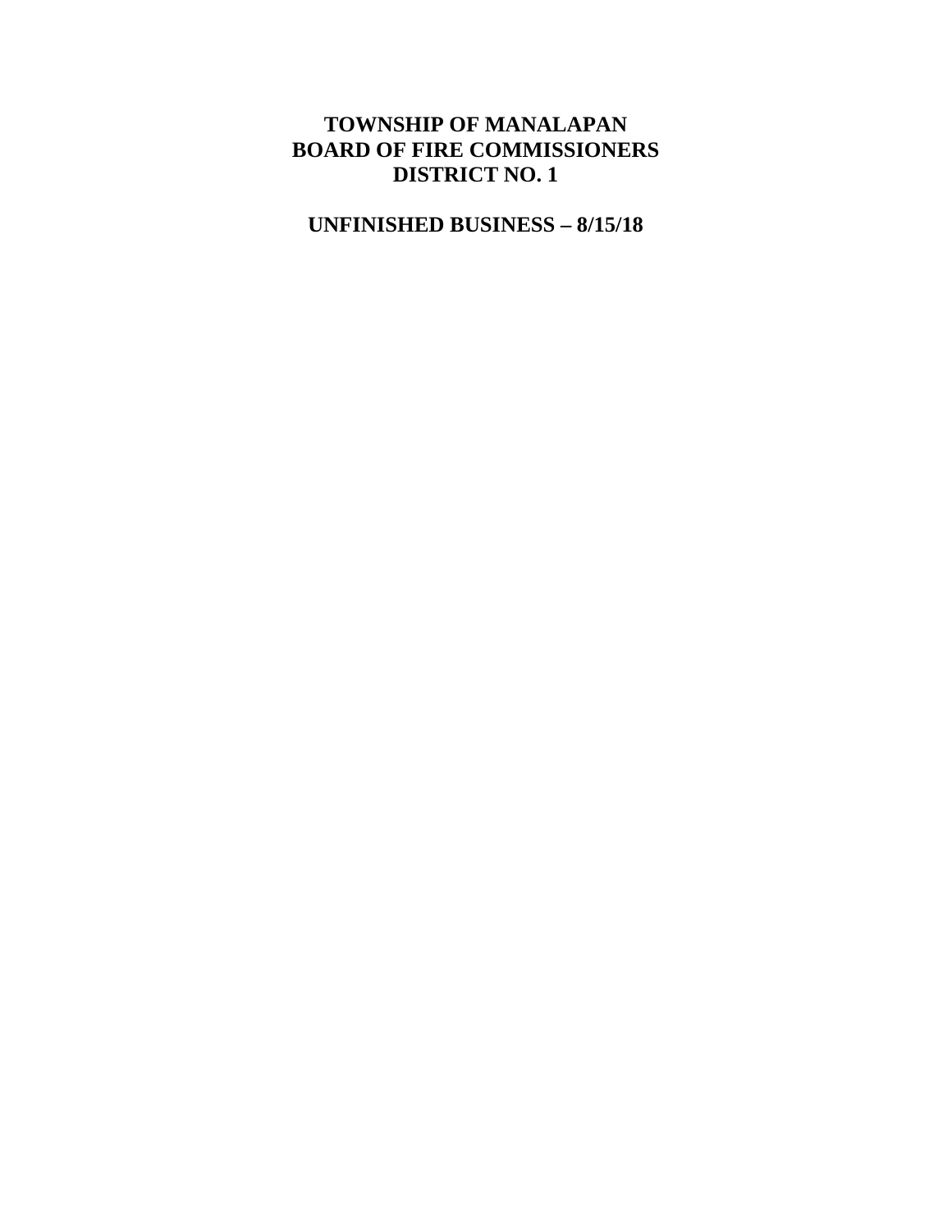# TOWNSHIP OF MANALAPAN
# BOARD OF FIRE COMMISSIONERS
# DISTRICT NO. 1

## UNFINISHED BUSINESS – 8/15/18